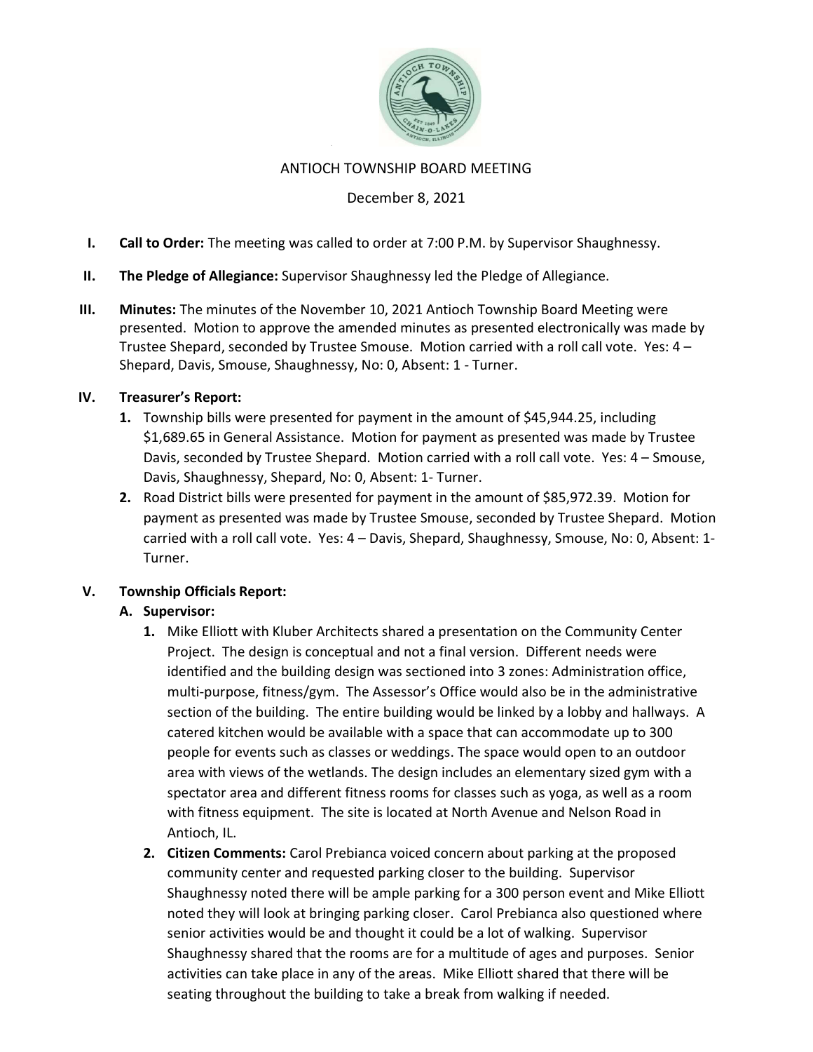# ANTIOCH TOWNSHIP BOARD MEETING

December 8, 2021

I. **Call to Order:** The meeting was called to order at 7:00 P.M. by Supervisor Shaughnessy.

II. **The Pledge of Allegiance:** Supervisor Shaughnessy led the Pledge of Allegiance.

III. **Minutes:** The minutes of the November 10, 2021 Antioch Township Board Meeting were presented. Motion to approve the amended minutes as presented electronically was made by Trustee Shepard, seconded by Trustee Smouse. Motion carried with a roll call vote. Yes: 4 – Shepard, Davis, Smouse, Shaughnessy, No: 0, Absent: 1 - Turner.

IV. **Treasurer's Report:**

1. Township bills were presented for payment in the amount of $45,944.25, including $1,689.65 in General Assistance. Motion for payment as presented was made by Trustee Davis, seconded by Trustee Shepard. Motion carried with a roll call vote. Yes: 4 – Smouse, Davis, Shaughnessy, Shepard, No: 0, Absent: 1- Turner.
2. Road District bills were presented for payment in the amount of $85,972.39. Motion for payment as presented was made by Trustee Smouse, seconded by Trustee Shepard. Motion carried with a roll call vote. Yes: 4 – Davis, Shepard, Shaughnessy, Smouse, No: 0, Absent: 1- Turner.

V. **Township Officials Report:**

**A. Supervisor:**

1. Mike Elliott with Kluber Architects shared a presentation on the Community Center Project. The design is conceptual and not a final version. Different needs were identified and the building design was sectioned into 3 zones: Administration office, multi-purpose, fitness/gym. The Assessor's Office would also be in the administrative section of the building. The entire building would be linked by a lobby and hallways. A catered kitchen would be available with a space that can accommodate up to 300 people for events such as classes or weddings. The space would open to an outdoor area with views of the wetlands. The design includes an elementary sized gym with a spectator area and different fitness rooms for classes such as yoga, as well as a room with fitness equipment. The site is located at North Avenue and Nelson Road in Antioch, IL.
2. **Citizen Comments:** Carol Prebianca voiced concern about parking at the proposed community center and requested parking closer to the building. Supervisor Shaughnessy noted there will be ample parking for a 300 person event and Mike Elliott noted they will look at bringing parking closer. Carol Prebianca also questioned where senior activities would be and thought it could be a lot of walking. Supervisor Shaughnessy shared that the rooms are for a multitude of ages and purposes. Senior activities can take place in any of the areas. Mike Elliott shared that there will be seating throughout the building to take a break from walking if needed.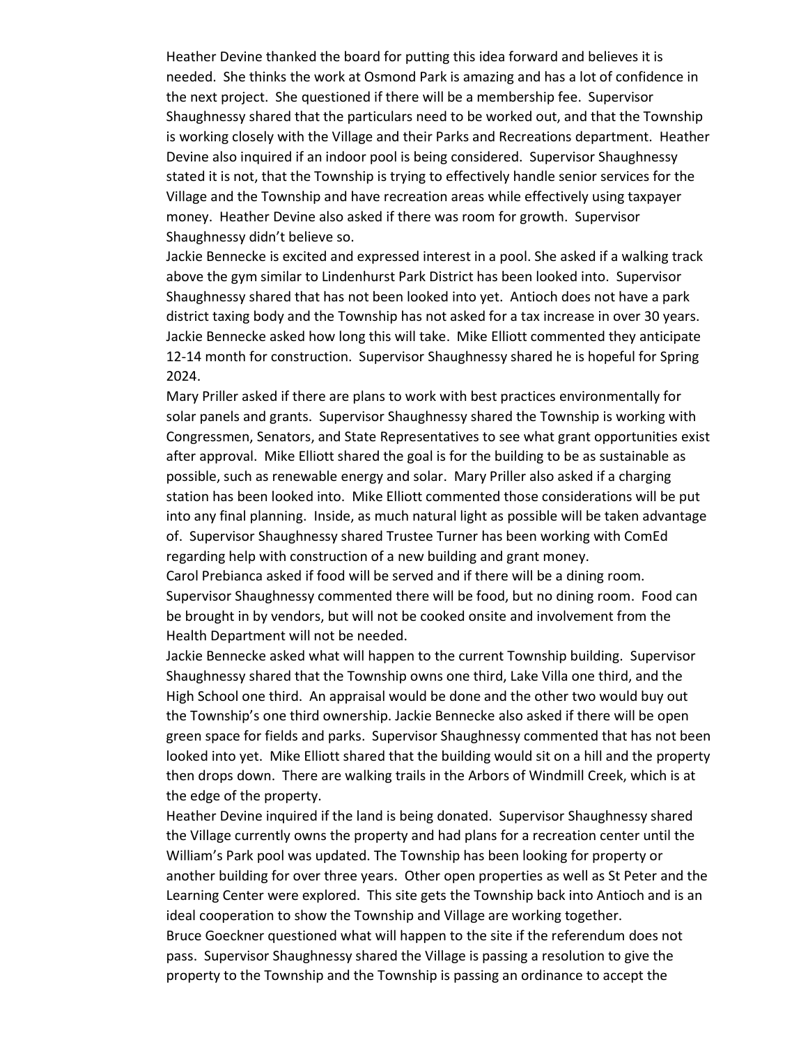Heather Devine thanked the board for putting this idea forward and believes it is needed. She thinks the work at Osmond Park is amazing and has a lot of confidence in the next project. She questioned if there will be a membership fee. Supervisor Shaughnessy shared that the particulars need to be worked out, and that the Township is working closely with the Village and their Parks and Recreations department. Heather Devine also inquired if an indoor pool is being considered. Supervisor Shaughnessy stated it is not, that the Township is trying to effectively handle senior services for the Village and the Township and have recreation areas while effectively using taxpayer money. Heather Devine also asked if there was room for growth. Supervisor Shaughnessy didn't believe so.

Jackie Bennecke is excited and expressed interest in a pool. She asked if a walking track above the gym similar to Lindenhurst Park District has been looked into. Supervisor Shaughnessy shared that has not been looked into yet. Antioch does not have a park district taxing body and the Township has not asked for a tax increase in over 30 years. Jackie Bennecke asked how long this will take. Mike Elliott commented they anticipate 12-14 month for construction. Supervisor Shaughnessy shared he is hopeful for Spring 2024.

Mary Priller asked if there are plans to work with best practices environmentally for solar panels and grants. Supervisor Shaughnessy shared the Township is working with Congressmen, Senators, and State Representatives to see what grant opportunities exist after approval. Mike Elliott shared the goal is for the building to be as sustainable as possible, such as renewable energy and solar. Mary Priller also asked if a charging station has been looked into. Mike Elliott commented those considerations will be put into any final planning. Inside, as much natural light as possible will be taken advantage of. Supervisor Shaughnessy shared Trustee Turner has been working with ComEd regarding help with construction of a new building and grant money.

Carol Prebianca asked if food will be served and if there will be a dining room. Supervisor Shaughnessy commented there will be food, but no dining room. Food can be brought in by vendors, but will not be cooked onsite and involvement from the Health Department will not be needed.

Jackie Bennecke asked what will happen to the current Township building. Supervisor Shaughnessy shared that the Township owns one third, Lake Villa one third, and the High School one third. An appraisal would be done and the other two would buy out the Township's one third ownership. Jackie Bennecke also asked if there will be open green space for fields and parks. Supervisor Shaughnessy commented that has not been looked into yet. Mike Elliott shared that the building would sit on a hill and the property then drops down. There are walking trails in the Arbors of Windmill Creek, which is at the edge of the property.

Heather Devine inquired if the land is being donated. Supervisor Shaughnessy shared the Village currently owns the property and had plans for a recreation center until the William's Park pool was updated. The Township has been looking for property or another building for over three years. Other open properties as well as St Peter and the Learning Center were explored. This site gets the Township back into Antioch and is an ideal cooperation to show the Township and Village are working together.

Bruce Goeckner questioned what will happen to the site if the referendum does not pass. Supervisor Shaughnessy shared the Village is passing a resolution to give the property to the Township and the Township is passing an ordinance to accept the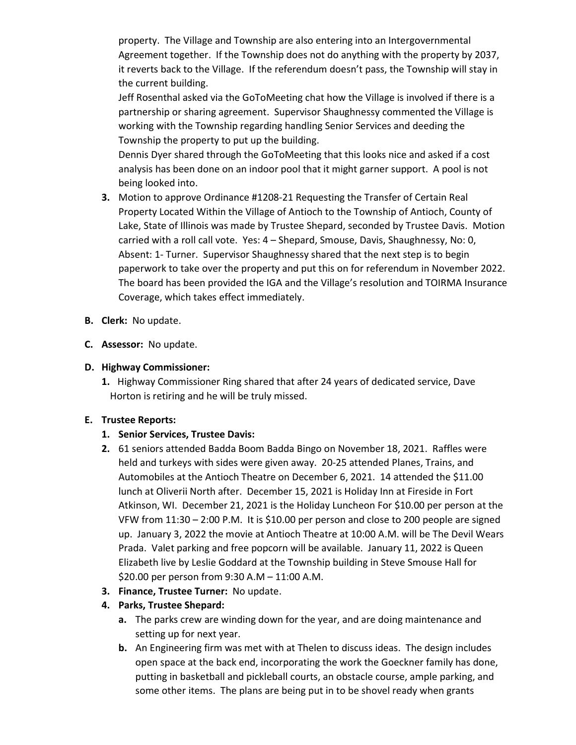property. The Village and Township are also entering into an Intergovernmental Agreement together. If the Township does not do anything with the property by 2037, it reverts back to the Village. If the referendum doesn't pass, the Township will stay in the current building.

Jeff Rosenthal asked via the GoToMeeting chat how the Village is involved if there is a partnership or sharing agreement. Supervisor Shaughnessy commented the Village is working with the Township regarding handling Senior Services and deeding the Township the property to put up the building.

Dennis Dyer shared through the GoToMeeting that this looks nice and asked if a cost analysis has been done on an indoor pool that it might garner support. A pool is not being looked into.

3. Motion to approve Ordinance #1208-21 Requesting the Transfer of Certain Real Property Located Within the Village of Antioch to the Township of Antioch, County of Lake, State of Illinois was made by Trustee Shepard, seconded by Trustee Davis. Motion carried with a roll call vote. Yes: 4 – Shepard, Smouse, Davis, Shaughnessy, No: 0, Absent: 1- Turner. Supervisor Shaughnessy shared that the next step is to begin paperwork to take over the property and put this on for referendum in November 2022. The board has been provided the IGA and the Village's resolution and TOIRMA Insurance Coverage, which takes effect immediately.

**B. Clerk:** No update.

**C. Assessor:** No update.

**D. Highway Commissioner:**

1. Highway Commissioner Ring shared that after 24 years of dedicated service, Dave Horton is retiring and he will be truly missed.

**E. Trustee Reports:**

1. **Senior Services, Trustee Davis:**
2. 61 seniors attended Badda Boom Badda Bingo on November 18, 2021. Raffles were held and turkeys with sides were given away. 20-25 attended Planes, Trains, and Automobiles at the Antioch Theatre on December 6, 2021. 14 attended the $11.00 lunch at Oliverii North after. December 15, 2021 is Holiday Inn at Fireside in Fort Atkinson, WI. December 21, 2021 is the Holiday Luncheon For $10.00 per person at the VFW from 11:30 – 2:00 P.M. It is $10.00 per person and close to 200 people are signed up. January 3, 2022 the movie at Antioch Theatre at 10:00 A.M. will be The Devil Wears Prada. Valet parking and free popcorn will be available. January 11, 2022 is Queen Elizabeth live by Leslie Goddard at the Township building in Steve Smouse Hall for $20.00 per person from 9:30 A.M – 11:00 A.M.
3. **Finance, Trustee Turner:** No update.
4. **Parks, Trustee Shepard:**
   a. The parks crew are winding down for the year, and are doing maintenance and setting up for next year.
   b. An Engineering firm was met with at Thelen to discuss ideas. The design includes open space at the back end, incorporating the work the Goeckner family has done, putting in basketball and pickleball courts, an obstacle course, ample parking, and some other items. The plans are being put in to be shovel ready when grants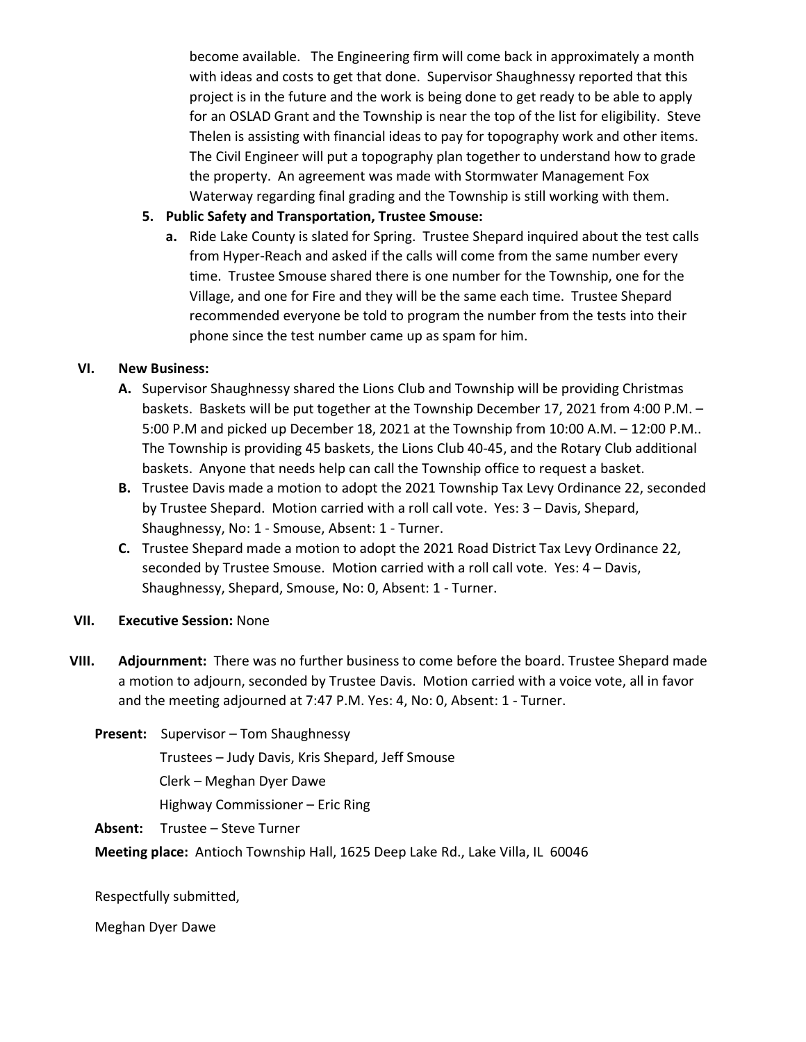become available. The Engineering firm will come back in approximately a month with ideas and costs to get that done. Supervisor Shaughnessy reported that this project is in the future and the work is being done to get ready to be able to apply for an OSLAD Grant and the Township is near the top of the list for eligibility. Steve Thelen is assisting with financial ideas to pay for topography work and other items. The Civil Engineer will put a topography plan together to understand how to grade the property. An agreement was made with Stormwater Management Fox Waterway regarding final grading and the Township is still working with them.

5. **Public Safety and Transportation, Trustee Smouse:**
   a. Ride Lake County is slated for Spring. Trustee Shepard inquired about the test calls from Hyper-Reach and asked if the calls will come from the same number every time. Trustee Smouse shared there is one number for the Township, one for the Village, and one for Fire and they will be the same each time. Trustee Shepard recommended everyone be told to program the number from the tests into their phone since the test number came up as spam for him.

**VI. New Business:**

A. Supervisor Shaughnessy shared the Lions Club and Township will be providing Christmas baskets. Baskets will be put together at the Township December 17, 2021 from 4:00 P.M. – 5:00 P.M and picked up December 18, 2021 at the Township from 10:00 A.M. – 12:00 P.M.. The Township is providing 45 baskets, the Lions Club 40-45, and the Rotary Club additional baskets. Anyone that needs help can call the Township office to request a basket.

B. Trustee Davis made a motion to adopt the 2021 Township Tax Levy Ordinance 22, seconded by Trustee Shepard. Motion carried with a roll call vote. Yes: 3 – Davis, Shepard, Shaughnessy, No: 1 - Smouse, Absent: 1 - Turner.

C. Trustee Shepard made a motion to adopt the 2021 Road District Tax Levy Ordinance 22, seconded by Trustee Smouse. Motion carried with a roll call vote. Yes: 4 – Davis, Shaughnessy, Shepard, Smouse, No: 0, Absent: 1 - Turner.

**VII. Executive Session:** None

**VIII. Adjournment:** There was no further business to come before the board. Trustee Shepard made a motion to adjourn, seconded by Trustee Davis. Motion carried with a voice vote, all in favor and the meeting adjourned at 7:47 P.M. Yes: 4, No: 0, Absent: 1 - Turner.

**Present:** Supervisor – Tom Shaughnessy

Trustees – Judy Davis, Kris Shepard, Jeff Smouse

Clerk – Meghan Dyer Dawe

Highway Commissioner – Eric Ring

**Absent:** Trustee – Steve Turner

**Meeting place:** Antioch Township Hall, 1625 Deep Lake Rd., Lake Villa, IL 60046

Respectfully submitted,

Meghan Dyer Dawe